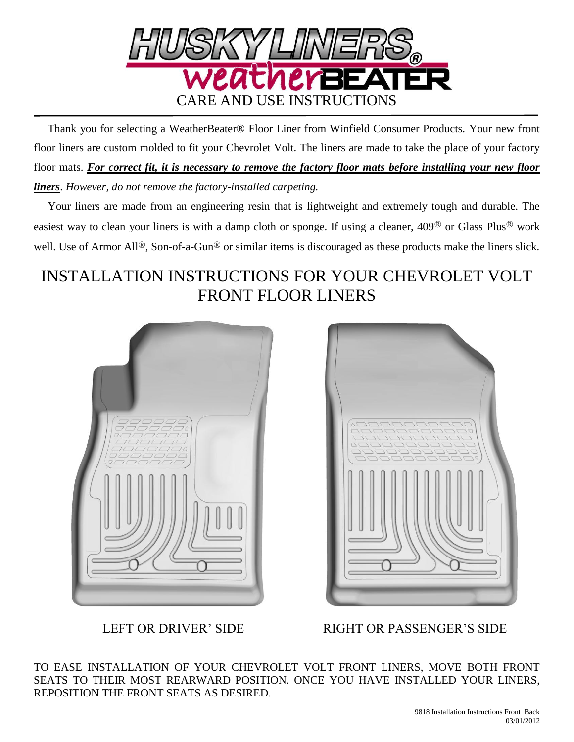# HUSKYLINERS® weatherBEATER

## CARE AND USE INSTRUCTIONS

Thank you for selecting a WeatherBeater® Floor Liner from Winfield Consumer Products. Your new front floor liners are custom molded to fit your Chevrolet Volt. The liners are made to take the place of your factory floor mats. ***For correct fit, it is necessary to remove the factory floor mats before installing your new floor liners****. However, do not remove the factory-installed carpeting.*

Your liners are made from an engineering resin that is lightweight and extremely tough and durable. The easiest way to clean your liners is with a damp cloth or sponge. If using a cleaner, 409® or Glass Plus® work well. Use of Armor All®, Son-of-a-Gun® or similar items is discouraged as these products make the liners slick.

## INSTALLATION INSTRUCTIONS FOR YOUR CHEVROLET VOLT FRONT FLOOR LINERS

LEFT OR DRIVER' SIDE

RIGHT OR PASSENGER'S SIDE

TO EASE INSTALLATION OF YOUR CHEVROLET VOLT FRONT LINERS, MOVE BOTH FRONT SEATS TO THEIR MOST REARWARD POSITION. ONCE YOU HAVE INSTALLED YOUR LINERS, REPOSITION THE FRONT SEATS AS DESIRED.

9818 Installation Instructions Front_Back
03/01/2012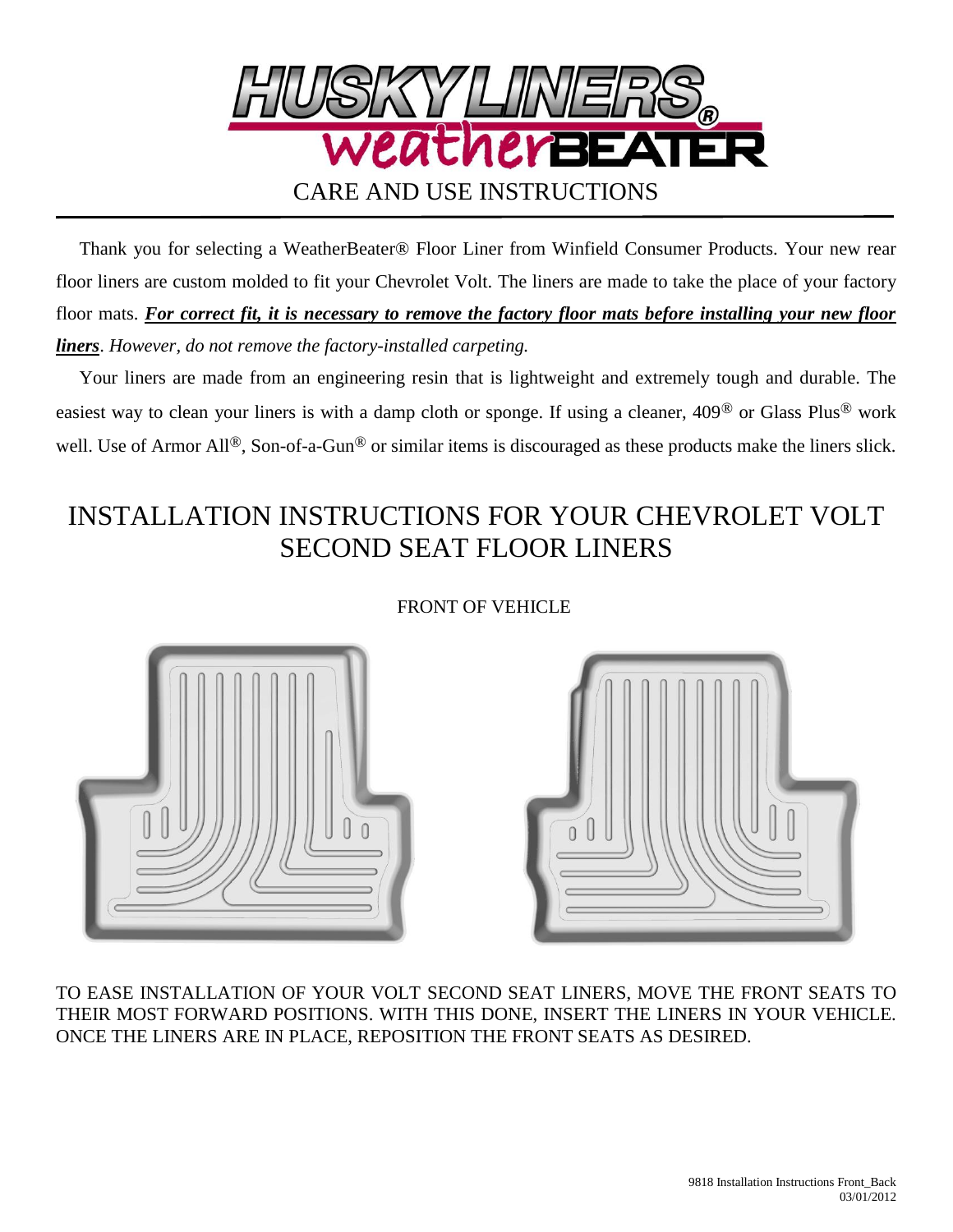# HUSKYLINERS® weatherBEATER

## CARE AND USE INSTRUCTIONS

Thank you for selecting a WeatherBeater® Floor Liner from Winfield Consumer Products. Your new rear floor liners are custom molded to fit your Chevrolet Volt. The liners are made to take the place of your factory floor mats. ***For correct fit, it is necessary to remove the factory floor mats before installing your new floor liners****. However, do not remove the factory-installed carpeting.*

Your liners are made from an engineering resin that is lightweight and extremely tough and durable. The easiest way to clean your liners is with a damp cloth or sponge. If using a cleaner, 409® or Glass Plus® work well. Use of Armor All®, Son-of-a-Gun® or similar items is discouraged as these products make the liners slick.

## INSTALLATION INSTRUCTIONS FOR YOUR CHEVROLET VOLT SECOND SEAT FLOOR LINERS

FRONT OF VEHICLE

TO EASE INSTALLATION OF YOUR VOLT SECOND SEAT LINERS, MOVE THE FRONT SEATS TO THEIR MOST FORWARD POSITIONS. WITH THIS DONE, INSERT THE LINERS IN YOUR VEHICLE. ONCE THE LINERS ARE IN PLACE, REPOSITION THE FRONT SEATS AS DESIRED.

9818 Installation Instructions Front_Back
03/01/2012